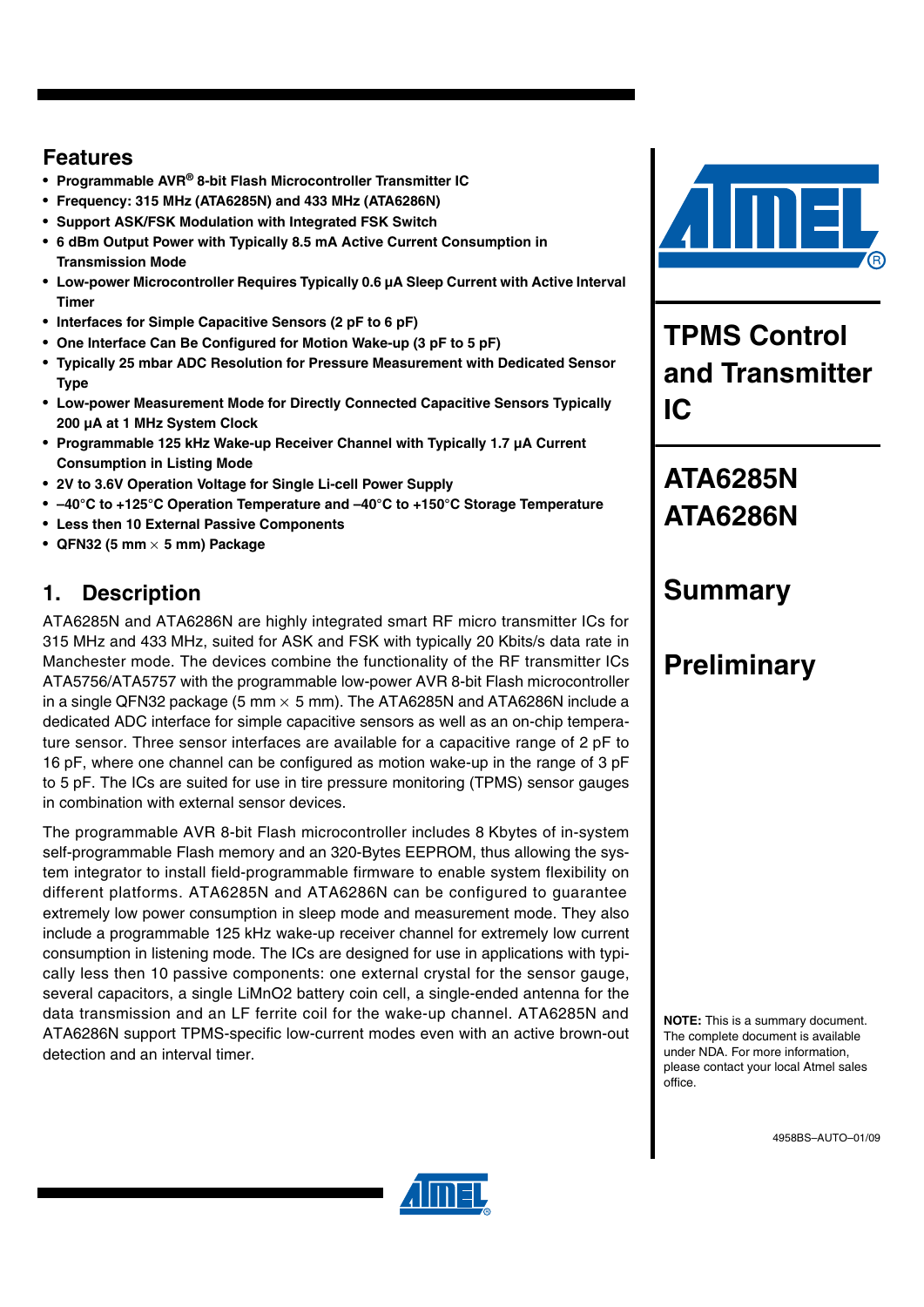## Features

- **Programmable AVR® 8-bit Flash Microcontroller Transmitter IC**
- **Frequency: 315 MHz (ATA6285N) and 433 MHz (ATA6286N)**
- **Support ASK/FSK Modulation with Integrated FSK Switch**
- **6 dBm Output Power with Typically 8.5 mA Active Current Consumption in Transmission Mode**
- **Low-power Microcontroller Requires Typically 0.6 µA Sleep Current with Active Interval Timer**
- **Interfaces for Simple Capacitive Sensors (2 pF to 6 pF)**
- **One Interface Can Be Configured for Motion Wake-up (3 pF to 5 pF)**
- **Typically 25 mbar ADC Resolution for Pressure Measurement with Dedicated Sensor Type**
- **Low-power Measurement Mode for Directly Connected Capacitive Sensors Typically 200 µA at 1 MHz System Clock**
- **Programmable 125 kHz Wake-up Receiver Channel with Typically 1.7 µA Current Consumption in Listing Mode**
- **2V to 3.6V Operation Voltage for Single Li-cell Power Supply**
- **–40°C to +125°C Operation Temperature and –40°C to +150°C Storage Temperature**
- **Less then 10 External Passive Components**
- **QFN32 (5 mm × 5 mm) Package**

# TPMS Control and Transmitter IC

# ATA6285N ATA6286N

# Summary

# Preliminary

## 1. Description

ATA6285N and ATA6286N are highly integrated smart RF micro transmitter ICs for 315 MHz and 433 MHz, suited for ASK and FSK with typically 20 Kbits/s data rate in Manchester mode. The devices combine the functionality of the RF transmitter ICs ATA5756/ATA5757 with the programmable low-power AVR 8-bit Flash microcontroller in a single QFN32 package (5 mm × 5 mm). The ATA6285N and ATA6286N include a dedicated ADC interface for simple capacitive sensors as well as an on-chip temperature sensor. Three sensor interfaces are available for a capacitive range of 2 pF to 16 pF, where one channel can be configured as motion wake-up in the range of 3 pF to 5 pF. The ICs are suited for use in tire pressure monitoring (TPMS) sensor gauges in combination with external sensor devices.

The programmable AVR 8-bit Flash microcontroller includes 8 Kbytes of in-system self-programmable Flash memory and an 320-Bytes EEPROM, thus allowing the system integrator to install field-programmable firmware to enable system flexibility on different platforms. ATA6285N and ATA6286N can be configured to guarantee extremely low power consumption in sleep mode and measurement mode. They also include a programmable 125 kHz wake-up receiver channel for extremely low current consumption in listening mode. The ICs are designed for use in applications with typically less then 10 passive components: one external crystal for the sensor gauge, several capacitors, a single LiMnO2 battery coin cell, a single-ended antenna for the data transmission and an LF ferrite coil for the wake-up channel. ATA6285N and ATA6286N support TPMS-specific low-current modes even with an active brown-out detection and an interval timer.

**NOTE:** This is a summary document. The complete document is available under NDA. For more information, please contact your local Atmel sales office.

4958BS–AUTO–01/09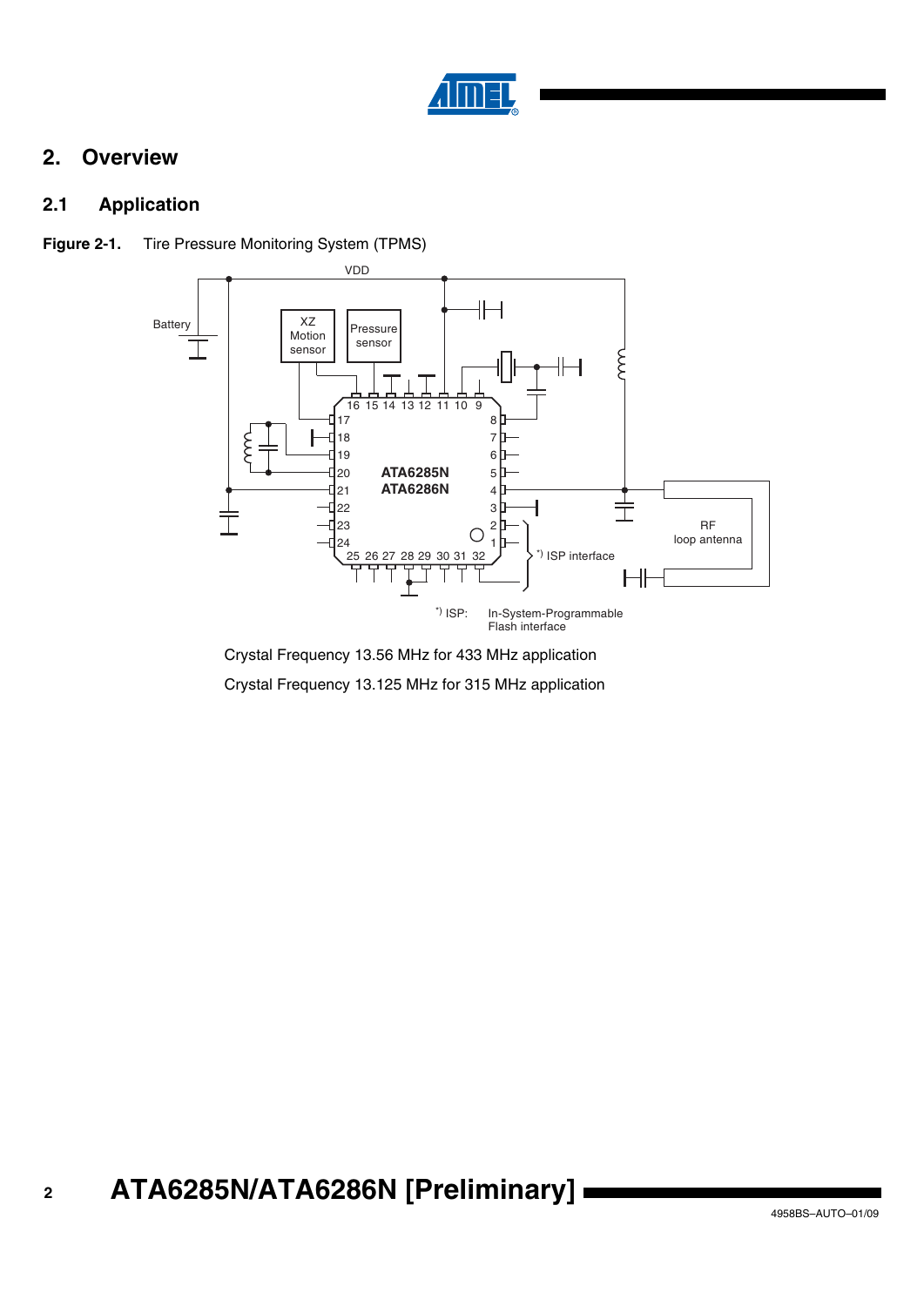# 2. Overview

## 2.1 Application

**Figure 2-1.** Tire Pressure Monitoring System (TPMS)

Crystal Frequency 13.56 MHz for 433 MHz application

Crystal Frequency 13.125 MHz for 315 MHz application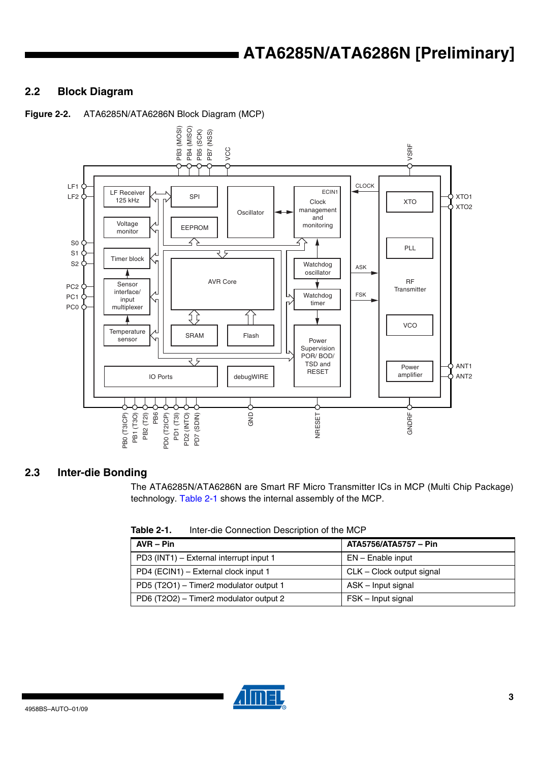## 2.2 Block Diagram

**Figure 2-2.** ATA6285N/ATA6286N Block Diagram (MCP)

## 2.3 Inter-die Bonding

The ATA6285N/ATA6286N are Smart RF Micro Transmitter ICs in MCP (Multi Chip Package) technology. Table 2-1 shows the internal assembly of the MCP.

**Table 2-1.** Inter-die Connection Description of the MCP

| AVR – Pin | ATA5756/ATA5757 – Pin |
|---|---|
| PD3 (INT1) – External interrupt input 1 | EN – Enable input |
| PD4 (ECIN1) – External clock input 1 | CLK – Clock output signal |
| PD5 (T2O1) – Timer2 modulator output 1 | ASK – Input signal |
| PD6 (T2O2) – Timer2 modulator output 2 | FSK – Input signal |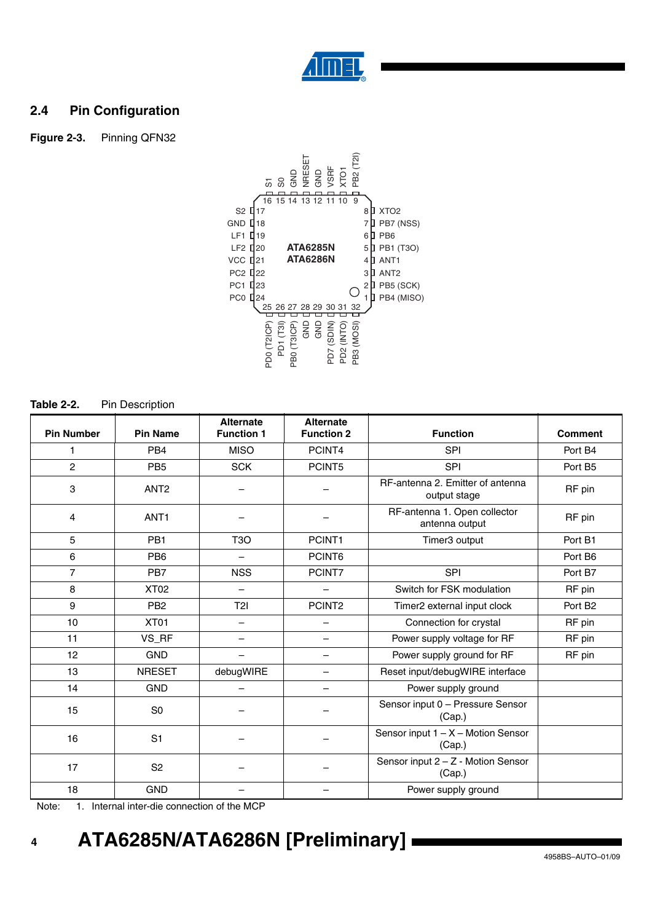## 2.4 Pin Configuration

**Figure 2-3.** Pinning QFN32

**Table 2-2.** Pin Description

| Pin Number | Pin Name | Alternate Function 1 | Alternate Function 2 | Function | Comment |
|---|---|---|---|---|---|
| 1 | PB4 | MISO | PCINT4 | SPI | Port B4 |
| 2 | PB5 | SCK | PCINT5 | SPI | Port B5 |
| 3 | ANT2 | – | – | RF-antenna 2. Emitter of antenna output stage | RF pin |
| 4 | ANT1 | – | – | RF-antenna 1. Open collector antenna output | RF pin |
| 5 | PB1 | T3O | PCINT1 | Timer3 output | Port B1 |
| 6 | PB6 | – | PCINT6 | | Port B6 |
| 7 | PB7 | NSS | PCINT7 | SPI | Port B7 |
| 8 | XT02 | – | – | Switch for FSK modulation | RF pin |
| 9 | PB2 | T2I | PCINT2 | Timer2 external input clock | Port B2 |
| 10 | XT01 | – | – | Connection for crystal | RF pin |
| 11 | VS_RF | – | – | Power supply voltage for RF | RF pin |
| 12 | GND | – | – | Power supply ground for RF | RF pin |
| 13 | NRESET | debugWIRE | – | Reset input/debugWIRE interface | |
| 14 | GND | – | – | Power supply ground | |
| 15 | S0 | – | – | Sensor input 0 – Pressure Sensor (Cap.) | |
| 16 | S1 | – | – | Sensor input 1 – X – Motion Sensor (Cap.) | |
| 17 | S2 | – | – | Sensor input 2 – Z - Motion Sensor (Cap.) | |
| 18 | GND | – | – | Power supply ground | |

Note: 1. Internal inter-die connection of the MCP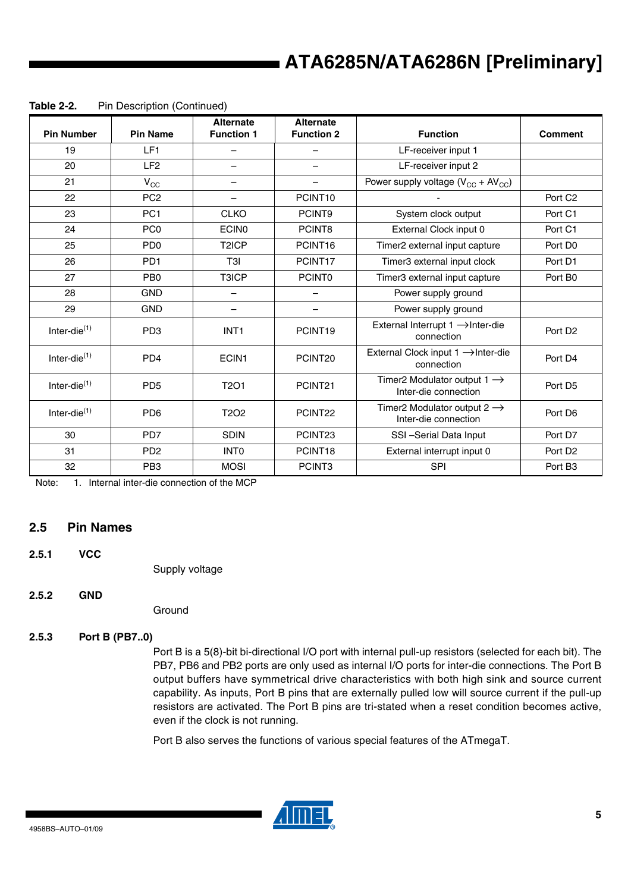**Table 2-2.** Pin Description (Continued)

| Pin Number | Pin Name | Alternate Function 1 | Alternate Function 2 | Function | Comment |
|---|---|---|---|---|---|
| 19 | LF1 | – | – | LF-receiver input 1 | |
| 20 | LF2 | – | – | LF-receiver input 2 | |
| 21 | $V_{CC}$ | – | – | Power supply voltage ($V_{CC}$ + $AV_{CC}$) | |
| 22 | PC2 | – | PCINT10 | - | Port C2 |
| 23 | PC1 | CLKO | PCINT9 | System clock output | Port C1 |
| 24 | PC0 | ECIN0 | PCINT8 | External Clock input 0 | Port C1 |
| 25 | PD0 | T2ICP | PCINT16 | Timer2 external input capture | Port D0 |
| 26 | PD1 | T3I | PCINT17 | Timer3 external input clock | Port D1 |
| 27 | PB0 | T3ICP | PCINT0 | Timer3 external input capture | Port B0 |
| 28 | GND | – | – | Power supply ground | |
| 29 | GND | – | – | Power supply ground | |
| Inter-die[1] | PD3 | INT1 | PCINT19 | External Interrupt 1 →Inter-die connection | Port D2 |
| Inter-die[1] | PD4 | ECIN1 | PCINT20 | External Clock input 1 →Inter-die connection | Port D4 |
| Inter-die[1] | PD5 | T2O1 | PCINT21 | Timer2 Modulator output 1 → Inter-die connection | Port D5 |
| Inter-die[1] | PD6 | T2O2 | PCINT22 | Timer2 Modulator output 2 → Inter-die connection | Port D6 |
| 30 | PD7 | SDIN | PCINT23 | SSI –Serial Data Input | Port D7 |
| 31 | PD2 | INT0 | PCINT18 | External interrupt input 0 | Port D2 |
| 32 | PB3 | MOSI | PCINT3 | SPI | Port B3 |

Note: 1. Internal inter-die connection of the MCP

## 2.5 Pin Names

### 2.5.1 VCC

Supply voltage

### 2.5.2 GND

Ground

### 2.5.3 Port B (PB7..0)

Port B is a 5(8)-bit bi-directional I/O port with internal pull-up resistors (selected for each bit). The PB7, PB6 and PB2 ports are only used as internal I/O ports for inter-die connections. The Port B output buffers have symmetrical drive characteristics with both high sink and source current capability. As inputs, Port B pins that are externally pulled low will source current if the pull-up resistors are activated. The Port B pins are tri-stated when a reset condition becomes active, even if the clock is not running.

Port B also serves the functions of various special features of the ATmegaT.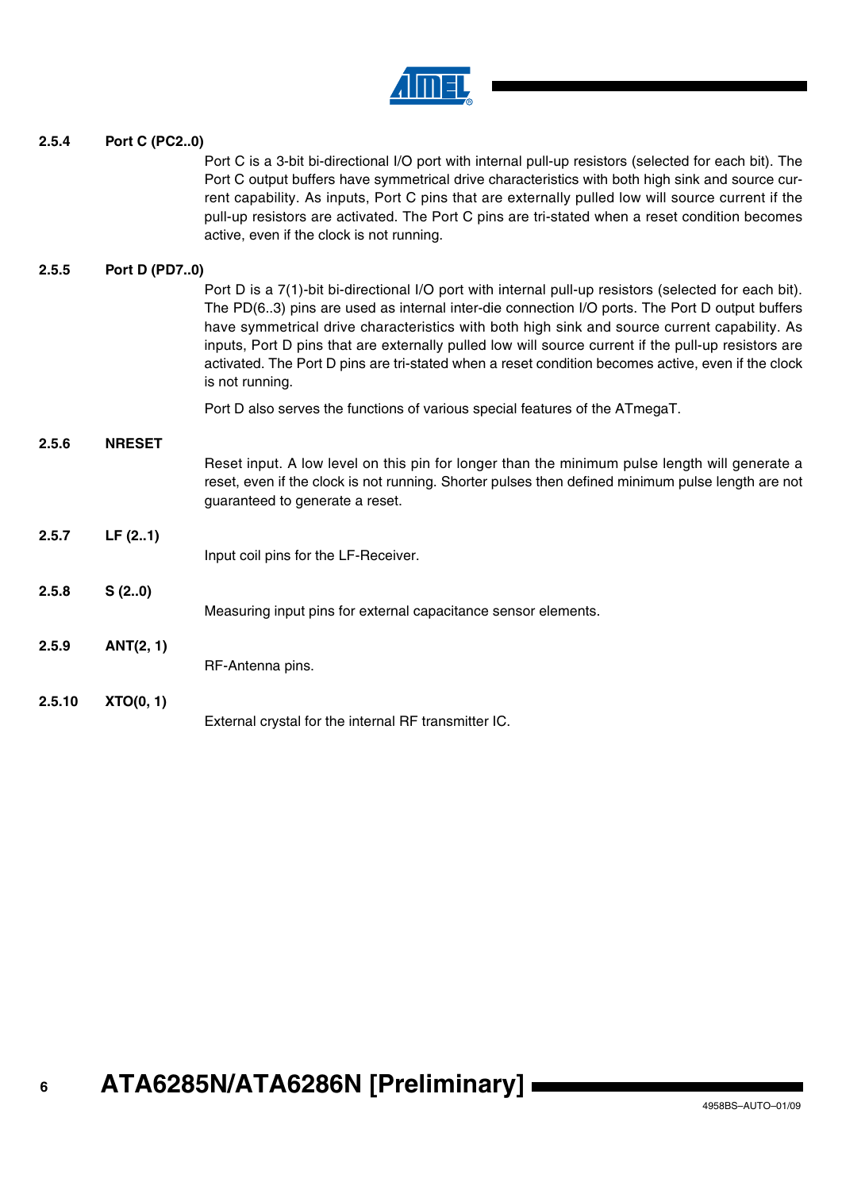### 2.5.4 Port C (PC2..0)

Port C is a 3-bit bi-directional I/O port with internal pull-up resistors (selected for each bit). The Port C output buffers have symmetrical drive characteristics with both high sink and source current capability. As inputs, Port C pins that are externally pulled low will source current if the pull-up resistors are activated. The Port C pins are tri-stated when a reset condition becomes active, even if the clock is not running.

### 2.5.5 Port D (PD7..0)

Port D is a 7(1)-bit bi-directional I/O port with internal pull-up resistors (selected for each bit). The PD(6..3) pins are used as internal inter-die connection I/O ports. The Port D output buffers have symmetrical drive characteristics with both high sink and source current capability. As inputs, Port D pins that are externally pulled low will source current if the pull-up resistors are activated. The Port D pins are tri-stated when a reset condition becomes active, even if the clock is not running.

Port D also serves the functions of various special features of the ATmegaT.

### 2.5.6 NRESET

Reset input. A low level on this pin for longer than the minimum pulse length will generate a reset, even if the clock is not running. Shorter pulses then defined minimum pulse length are not guaranteed to generate a reset.

### 2.5.7 LF (2..1)

Input coil pins for the LF-Receiver.

### 2.5.8 S (2..0)

Measuring input pins for external capacitance sensor elements.

### 2.5.9 ANT(2, 1)

RF-Antenna pins.

### 2.5.10 XTO(0, 1)

External crystal for the internal RF transmitter IC.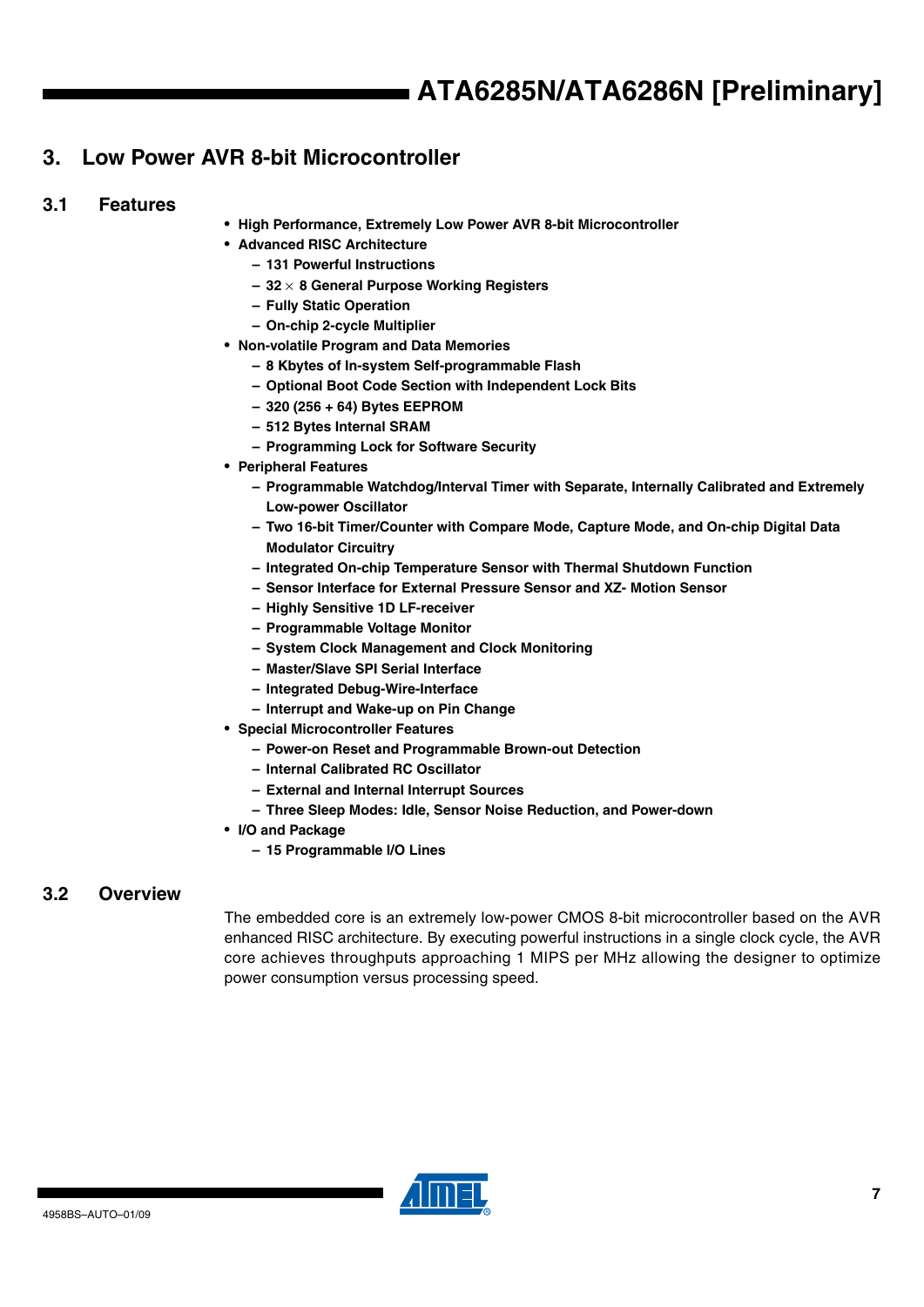# 3. Low Power AVR 8-bit Microcontroller

## 3.1 Features

- **High Performance, Extremely Low Power AVR 8-bit Microcontroller**
- **Advanced RISC Architecture**
  - **131 Powerful Instructions**
  - **32 × 8 General Purpose Working Registers**
  - **Fully Static Operation**
  - **On-chip 2-cycle Multiplier**
- **Non-volatile Program and Data Memories**
  - **8 Kbytes of In-system Self-programmable Flash**
  - **Optional Boot Code Section with Independent Lock Bits**
  - **320 (256 + 64) Bytes EEPROM**
  - **512 Bytes Internal SRAM**
  - **Programming Lock for Software Security**
- **Peripheral Features**
  - **Programmable Watchdog/Interval Timer with Separate, Internally Calibrated and Extremely Low-power Oscillator**
  - **Two 16-bit Timer/Counter with Compare Mode, Capture Mode, and On-chip Digital Data Modulator Circuitry**
  - **Integrated On-chip Temperature Sensor with Thermal Shutdown Function**
  - **Sensor Interface for External Pressure Sensor and XZ- Motion Sensor**
  - **Highly Sensitive 1D LF-receiver**
  - **Programmable Voltage Monitor**
  - **System Clock Management and Clock Monitoring**
  - **Master/Slave SPI Serial Interface**
  - **Integrated Debug-Wire-Interface**
  - **Interrupt and Wake-up on Pin Change**
- **Special Microcontroller Features**
  - **Power-on Reset and Programmable Brown-out Detection**
  - **Internal Calibrated RC Oscillator**
  - **External and Internal Interrupt Sources**
  - **Three Sleep Modes: Idle, Sensor Noise Reduction, and Power-down**
- **I/O and Package**
  - **15 Programmable I/O Lines**

## 3.2 Overview

The embedded core is an extremely low-power CMOS 8-bit microcontroller based on the AVR enhanced RISC architecture. By executing powerful instructions in a single clock cycle, the AVR core achieves throughputs approaching 1 MIPS per MHz allowing the designer to optimize power consumption versus processing speed.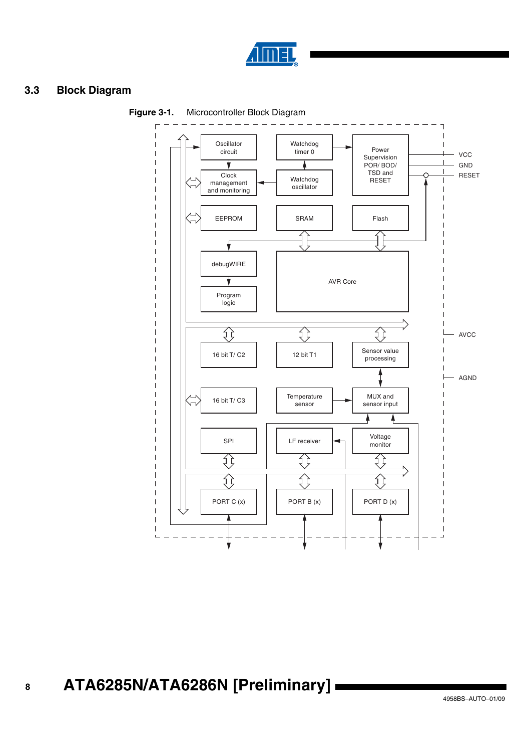## 3.3 Block Diagram

**Figure 3-1.** Microcontroller Block Diagram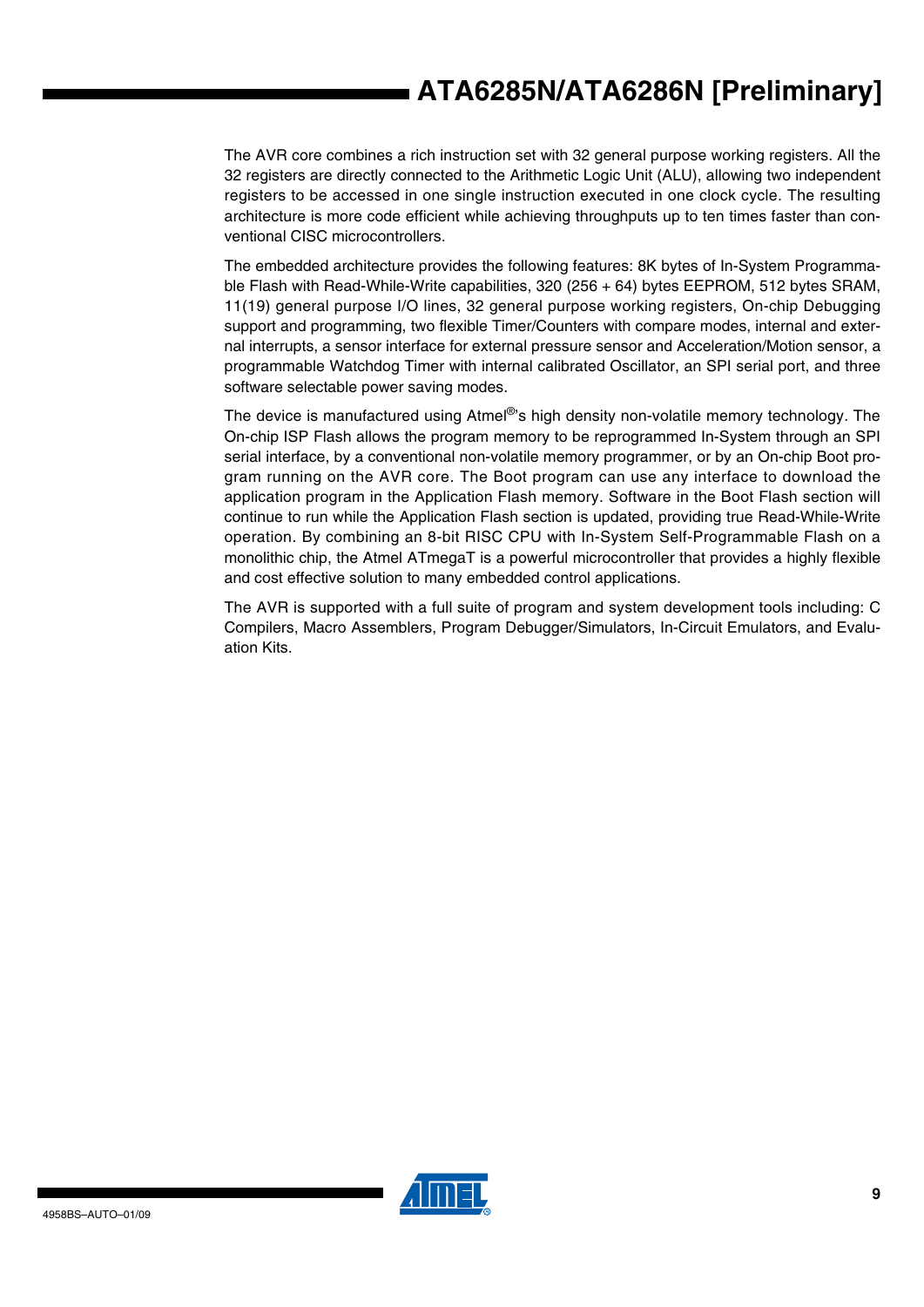The AVR core combines a rich instruction set with 32 general purpose working registers. All the 32 registers are directly connected to the Arithmetic Logic Unit (ALU), allowing two independent registers to be accessed in one single instruction executed in one clock cycle. The resulting architecture is more code efficient while achieving throughputs up to ten times faster than conventional CISC microcontrollers.

The embedded architecture provides the following features: 8K bytes of In-System Programmable Flash with Read-While-Write capabilities, 320 (256 + 64) bytes EEPROM, 512 bytes SRAM, 11(19) general purpose I/O lines, 32 general purpose working registers, On-chip Debugging support and programming, two flexible Timer/Counters with compare modes, internal and external interrupts, a sensor interface for external pressure sensor and Acceleration/Motion sensor, a programmable Watchdog Timer with internal calibrated Oscillator, an SPI serial port, and three software selectable power saving modes.

The device is manufactured using Atmel®'s high density non-volatile memory technology. The On-chip ISP Flash allows the program memory to be reprogrammed In-System through an SPI serial interface, by a conventional non-volatile memory programmer, or by an On-chip Boot program running on the AVR core. The Boot program can use any interface to download the application program in the Application Flash memory. Software in the Boot Flash section will continue to run while the Application Flash section is updated, providing true Read-While-Write operation. By combining an 8-bit RISC CPU with In-System Self-Programmable Flash on a monolithic chip, the Atmel ATmegaT is a powerful microcontroller that provides a highly flexible and cost effective solution to many embedded control applications.

The AVR is supported with a full suite of program and system development tools including: C Compilers, Macro Assemblers, Program Debugger/Simulators, In-Circuit Emulators, and Evaluation Kits.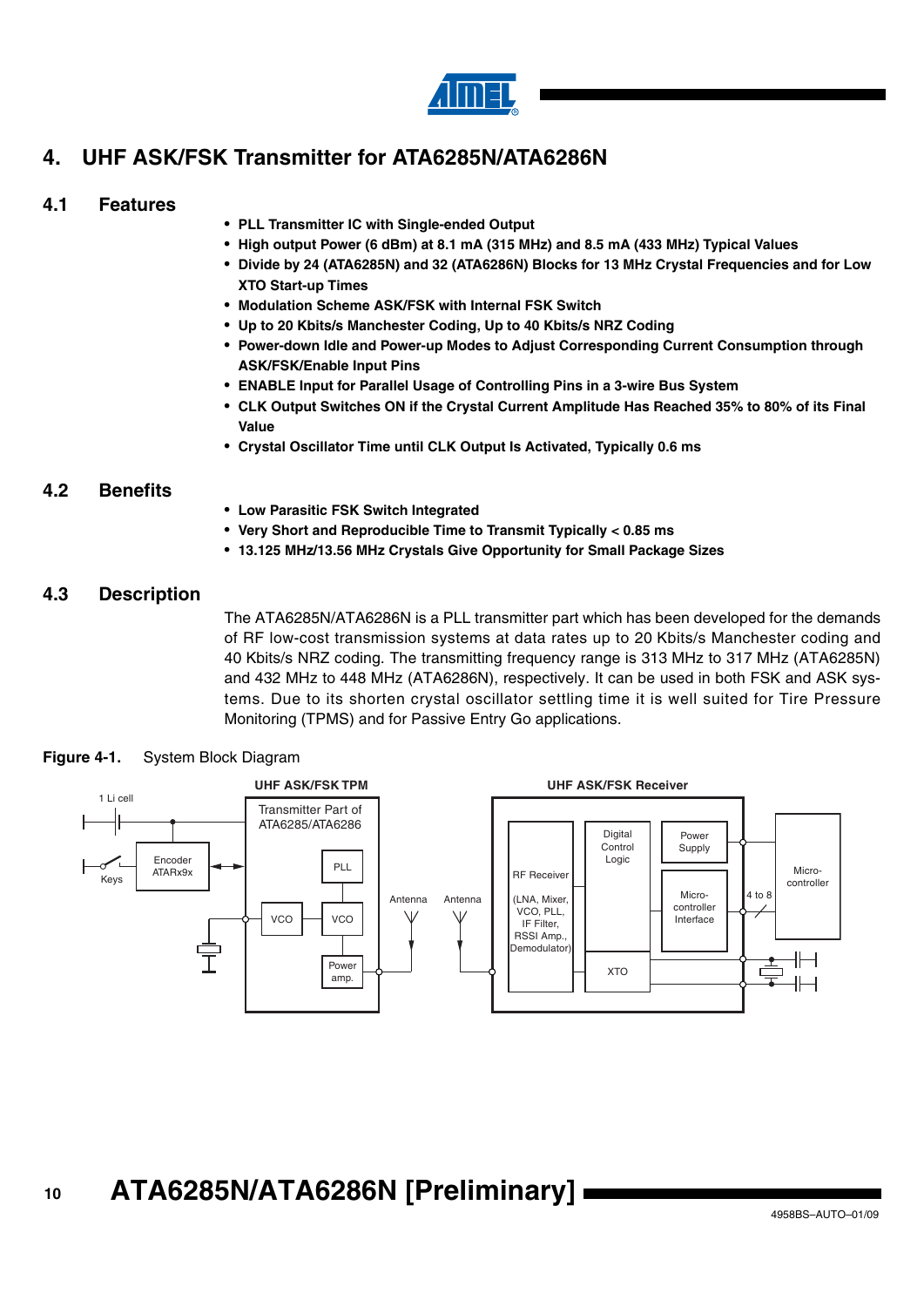# 4. UHF ASK/FSK Transmitter for ATA6285N/ATA6286N

## 4.1 Features

- **PLL Transmitter IC with Single-ended Output**
- **High output Power (6 dBm) at 8.1 mA (315 MHz) and 8.5 mA (433 MHz) Typical Values**
- **Divide by 24 (ATA6285N) and 32 (ATA6286N) Blocks for 13 MHz Crystal Frequencies and for Low XTO Start-up Times**
- **Modulation Scheme ASK/FSK with Internal FSK Switch**
- **Up to 20 Kbits/s Manchester Coding, Up to 40 Kbits/s NRZ Coding**
- **Power-down Idle and Power-up Modes to Adjust Corresponding Current Consumption through ASK/FSK/Enable Input Pins**
- **ENABLE Input for Parallel Usage of Controlling Pins in a 3-wire Bus System**
- **CLK Output Switches ON if the Crystal Current Amplitude Has Reached 35% to 80% of its Final Value**
- **Crystal Oscillator Time until CLK Output Is Activated, Typically 0.6 ms**

## 4.2 Benefits

- **Low Parasitic FSK Switch Integrated**
- **Very Short and Reproducible Time to Transmit Typically < 0.85 ms**
- **13.125 MHz/13.56 MHz Crystals Give Opportunity for Small Package Sizes**

## 4.3 Description

The ATA6285N/ATA6286N is a PLL transmitter part which has been developed for the demands of RF low-cost transmission systems at data rates up to 20 Kbits/s Manchester coding and 40 Kbits/s NRZ coding. The transmitting frequency range is 313 MHz to 317 MHz (ATA6285N) and 432 MHz to 448 MHz (ATA6286N), respectively. It can be used in both FSK and ASK systems. Due to its shorten crystal oscillator settling time it is well suited for Tire Pressure Monitoring (TPMS) and for Passive Entry Go applications.

**Figure 4-1.** System Block Diagram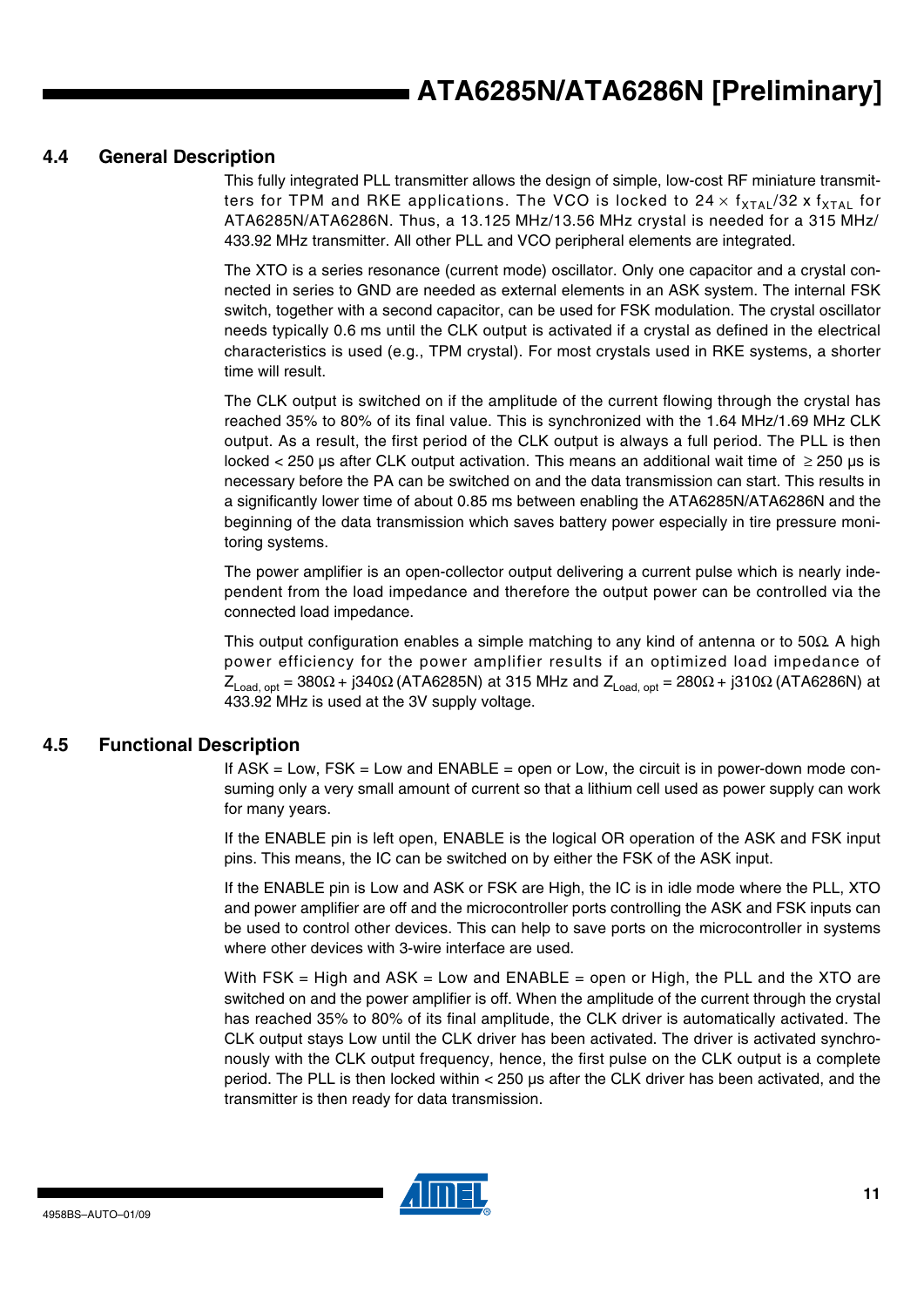## 4.4 General Description

This fully integrated PLL transmitter allows the design of simple, low-cost RF miniature transmitters for TPM and RKE applications. The VCO is locked to $24 \times f_{XTAL}/32 \times f_{XTAL}$ for ATA6285N/ATA6286N. Thus, a 13.125 MHz/13.56 MHz crystal is needed for a 315 MHz/ 433.92 MHz transmitter. All other PLL and VCO peripheral elements are integrated.

The XTO is a series resonance (current mode) oscillator. Only one capacitor and a crystal connected in series to GND are needed as external elements in an ASK system. The internal FSK switch, together with a second capacitor, can be used for FSK modulation. The crystal oscillator needs typically 0.6 ms until the CLK output is activated if a crystal as defined in the electrical characteristics is used (e.g., TPM crystal). For most crystals used in RKE systems, a shorter time will result.

The CLK output is switched on if the amplitude of the current flowing through the crystal has reached 35% to 80% of its final value. This is synchronized with the 1.64 MHz/1.69 MHz CLK output. As a result, the first period of the CLK output is always a full period. The PLL is then locked < 250 µs after CLK output activation. This means an additional wait time of $\geq$ 250 µs is necessary before the PA can be switched on and the data transmission can start. This results in a significantly lower time of about 0.85 ms between enabling the ATA6285N/ATA6286N and the beginning of the data transmission which saves battery power especially in tire pressure monitoring systems.

The power amplifier is an open-collector output delivering a current pulse which is nearly independent from the load impedance and therefore the output power can be controlled via the connected load impedance.

This output configuration enables a simple matching to any kind of antenna or to 50Ω. A high power efficiency for the power amplifier results if an optimized load impedance of $Z_{Load,\ opt}$ = 380Ω + j340Ω (ATA6285N) at 315 MHz and $Z_{Load,\ opt}$ = 280Ω + j310Ω (ATA6286N) at 433.92 MHz is used at the 3V supply voltage.

## 4.5 Functional Description

If ASK = Low, FSK = Low and ENABLE = open or Low, the circuit is in power-down mode consuming only a very small amount of current so that a lithium cell used as power supply can work for many years.

If the ENABLE pin is left open, ENABLE is the logical OR operation of the ASK and FSK input pins. This means, the IC can be switched on by either the FSK of the ASK input.

If the ENABLE pin is Low and ASK or FSK are High, the IC is in idle mode where the PLL, XTO and power amplifier are off and the microcontroller ports controlling the ASK and FSK inputs can be used to control other devices. This can help to save ports on the microcontroller in systems where other devices with 3-wire interface are used.

With FSK = High and ASK = Low and ENABLE = open or High, the PLL and the XTO are switched on and the power amplifier is off. When the amplitude of the current through the crystal has reached 35% to 80% of its final amplitude, the CLK driver is automatically activated. The CLK output stays Low until the CLK driver has been activated. The driver is activated synchronously with the CLK output frequency, hence, the first pulse on the CLK output is a complete period. The PLL is then locked within < 250 µs after the CLK driver has been activated, and the transmitter is then ready for data transmission.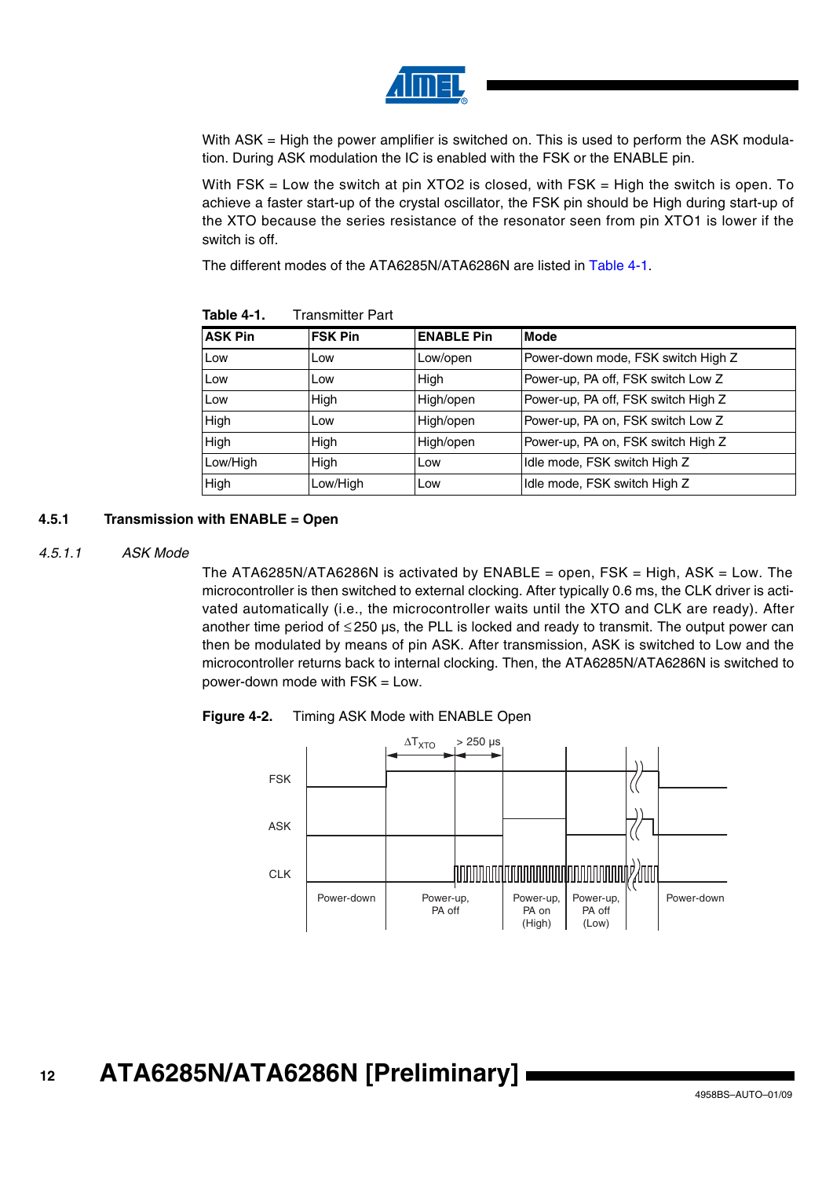With ASK = High the power amplifier is switched on. This is used to perform the ASK modulation. During ASK modulation the IC is enabled with the FSK or the ENABLE pin.

With FSK = Low the switch at pin XTO2 is closed, with FSK = High the switch is open. To achieve a faster start-up of the crystal oscillator, the FSK pin should be High during start-up of the XTO because the series resistance of the resonator seen from pin XTO1 is lower if the switch is off.

The different modes of the ATA6285N/ATA6286N are listed in Table 4-1.

**Table 4-1.** Transmitter Part

| ASK Pin | FSK Pin | ENABLE Pin | Mode |
|---|---|---|---|
| Low | Low | Low/open | Power-down mode, FSK switch High Z |
| Low | Low | High | Power-up, PA off, FSK switch Low Z |
| Low | High | High/open | Power-up, PA off, FSK switch High Z |
| High | Low | High/open | Power-up, PA on, FSK switch Low Z |
| High | High | High/open | Power-up, PA on, FSK switch High Z |
| Low/High | High | Low | Idle mode, FSK switch High Z |
| High | Low/High | Low | Idle mode, FSK switch High Z |

### 4.5.1 Transmission with ENABLE = Open

#### *4.5.1.1 ASK Mode*

The ATA6285N/ATA6286N is activated by ENABLE = open, FSK = High, ASK = Low. The microcontroller is then switched to external clocking. After typically 0.6 ms, the CLK driver is activated automatically (i.e., the microcontroller waits until the XTO and CLK are ready). After another time period of ≤250 µs, the PLL is locked and ready to transmit. The output power can then be modulated by means of pin ASK. After transmission, ASK is switched to Low and the microcontroller returns back to internal clocking. Then, the ATA6285N/ATA6286N is switched to power-down mode with FSK = Low.

**Figure 4-2.** Timing ASK Mode with ENABLE Open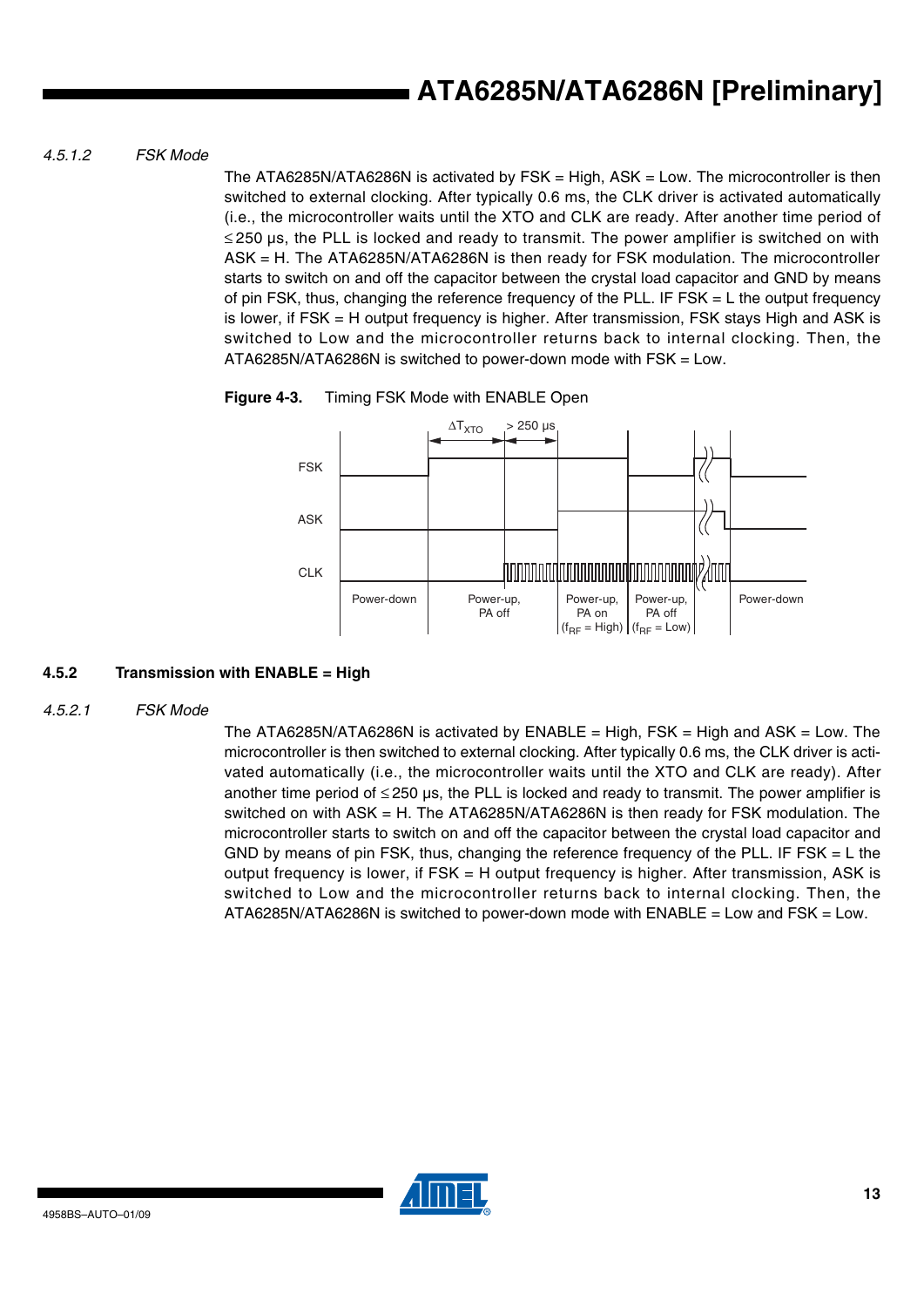#### 4.5.1.2 FSK Mode

The ATA6285N/ATA6286N is activated by FSK = High, ASK = Low. The microcontroller is then switched to external clocking. After typically 0.6 ms, the CLK driver is activated automatically (i.e., the microcontroller waits until the XTO and CLK are ready. After another time period of ≤ 250 µs, the PLL is locked and ready to transmit. The power amplifier is switched on with ASK = H. The ATA6285N/ATA6286N is then ready for FSK modulation. The microcontroller starts to switch on and off the capacitor between the crystal load capacitor and GND by means of pin FSK, thus, changing the reference frequency of the PLL. IF FSK = L the output frequency is lower, if FSK = H output frequency is higher. After transmission, FSK stays High and ASK is switched to Low and the microcontroller returns back to internal clocking. Then, the ATA6285N/ATA6286N is switched to power-down mode with FSK = Low.

**Figure 4-3.** Timing FSK Mode with ENABLE Open

### 4.5.2 Transmission with ENABLE = High

#### 4.5.2.1 FSK Mode

The ATA6285N/ATA6286N is activated by ENABLE = High, FSK = High and ASK = Low. The microcontroller is then switched to external clocking. After typically 0.6 ms, the CLK driver is activated automatically (i.e., the microcontroller waits until the XTO and CLK are ready). After another time period of ≤ 250 µs, the PLL is locked and ready to transmit. The power amplifier is switched on with ASK = H. The ATA6285N/ATA6286N is then ready for FSK modulation. The microcontroller starts to switch on and off the capacitor between the crystal load capacitor and GND by means of pin FSK, thus, changing the reference frequency of the PLL. IF FSK = L the output frequency is lower, if FSK = H output frequency is higher. After transmission, ASK is switched to Low and the microcontroller returns back to internal clocking. Then, the ATA6285N/ATA6286N is switched to power-down mode with ENABLE = Low and FSK = Low.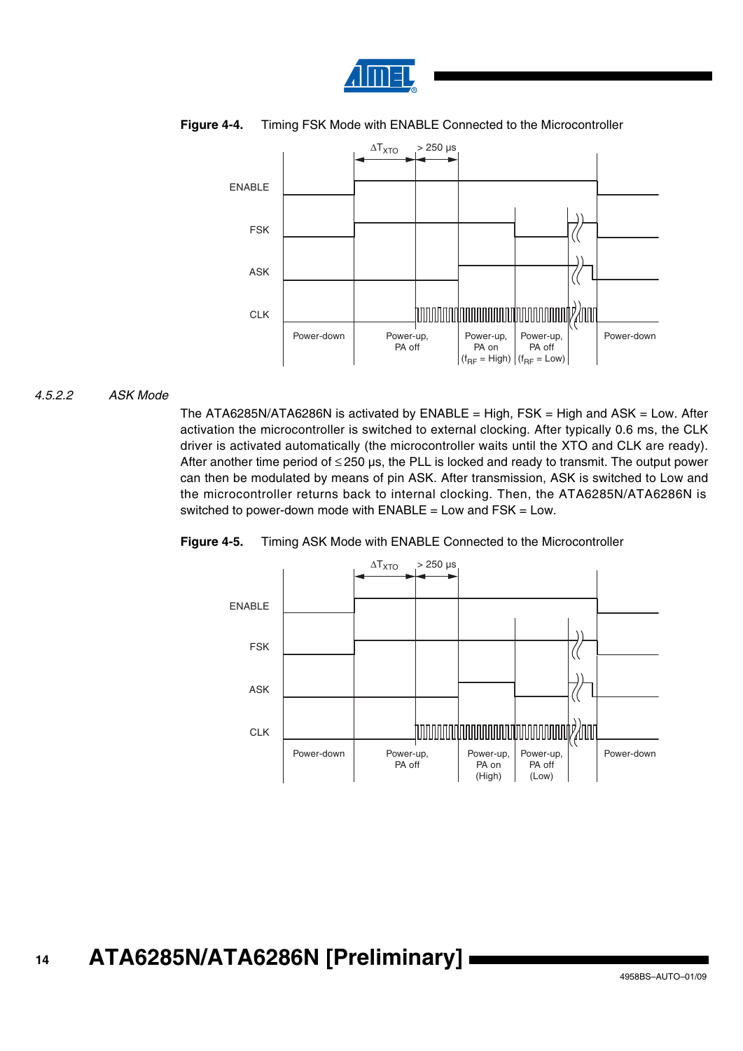**Figure 4-4.** Timing FSK Mode with ENABLE Connected to the Microcontroller

#### 4.5.2.2 ASK Mode

The ATA6285N/ATA6286N is activated by ENABLE = High, FSK = High and ASK = Low. After activation the microcontroller is switched to external clocking. After typically 0.6 ms, the CLK driver is activated automatically (the microcontroller waits until the XTO and CLK are ready). After another time period of ≤ 250 µs, the PLL is locked and ready to transmit. The output power can then be modulated by means of pin ASK. After transmission, ASK is switched to Low and the microcontroller returns back to internal clocking. Then, the ATA6285N/ATA6286N is switched to power-down mode with ENABLE = Low and FSK = Low.

**Figure 4-5.** Timing ASK Mode with ENABLE Connected to the Microcontroller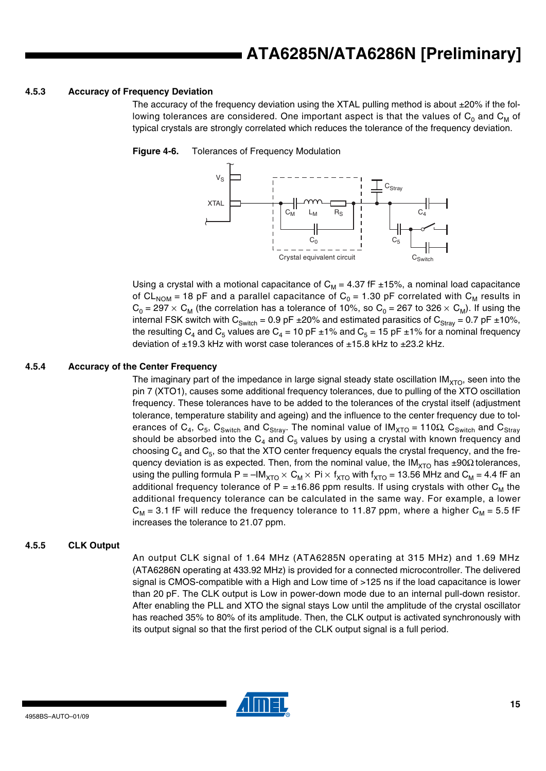### 4.5.3 Accuracy of Frequency Deviation

The accuracy of the frequency deviation using the XTAL pulling method is about ±20% if the following tolerances are considered. One important aspect is that the values of $C_0$ and $C_M$ of typical crystals are strongly correlated which reduces the tolerance of the frequency deviation.

**Figure 4-6.** Tolerances of Frequency Modulation

Using a crystal with a motional capacitance of $C_M$ = 4.37 fF ±15%, a nominal load capacitance of $CL_{NOM}$ = 18 pF and a parallel capacitance of $C_0$ = 1.30 pF correlated with $C_M$ results in $C_0 = 297 \times C_M$ (the correlation has a tolerance of 10%, so $C_0$ = 267 to 326 $\times$ $C_M$). If using the internal FSK switch with $C_{Switch}$ = 0.9 pF ±20% and estimated parasitics of $C_{Stray}$ = 0.7 pF ±10%, the resulting $C_4$ and $C_5$ values are $C_4$ = 10 pF ±1% and $C_5$ = 15 pF ±1% for a nominal frequency deviation of ±19.3 kHz with worst case tolerances of ±15.8 kHz to ±23.2 kHz.

### 4.5.4 Accuracy of the Center Frequency

The imaginary part of the impedance in large signal steady state oscillation $IM_{XTO}$, seen into the pin 7 (XTO1), causes some additional frequency tolerances, due to pulling of the XTO oscillation frequency. These tolerances have to be added to the tolerances of the crystal itself (adjustment tolerance, temperature stability and ageing) and the influence to the center frequency due to tolerances of $C_4$, $C_5$, $C_{Switch}$ and $C_{Stray}$. The nominal value of $IM_{XTO}$ = 110Ω, $C_{Switch}$ and $C_{Stray}$ should be absorbed into the $C_4$ and $C_5$ values by using a crystal with known frequency and choosing $C_4$ and $C_5$, so that the XTO center frequency equals the crystal frequency, and the frequency deviation is as expected. Then, from the nominal value, the $IM_{XTO}$ has ±90Ω tolerances, using the pulling formula $P = -IM_{XTO} \times C_M \times Pi \times f_{XTO}$ with $f_{XTO}$ = 13.56 MHz and $C_M$ = 4.4 fF an additional frequency tolerance of P = ±16.86 ppm results. If using crystals with other $C_M$ the additional frequency tolerance can be calculated in the same way. For example, a lower $C_M$ = 3.1 fF will reduce the frequency tolerance to 11.87 ppm, where a higher $C_M$ = 5.5 fF increases the tolerance to 21.07 ppm.

### 4.5.5 CLK Output

An output CLK signal of 1.64 MHz (ATA6285N operating at 315 MHz) and 1.69 MHz (ATA6286N operating at 433.92 MHz) is provided for a connected microcontroller. The delivered signal is CMOS-compatible with a High and Low time of >125 ns if the load capacitance is lower than 20 pF. The CLK output is Low in power-down mode due to an internal pull-down resistor. After enabling the PLL and XTO the signal stays Low until the amplitude of the crystal oscillator has reached 35% to 80% of its amplitude. Then, the CLK output is activated synchronously with its output signal so that the first period of the CLK output signal is a full period.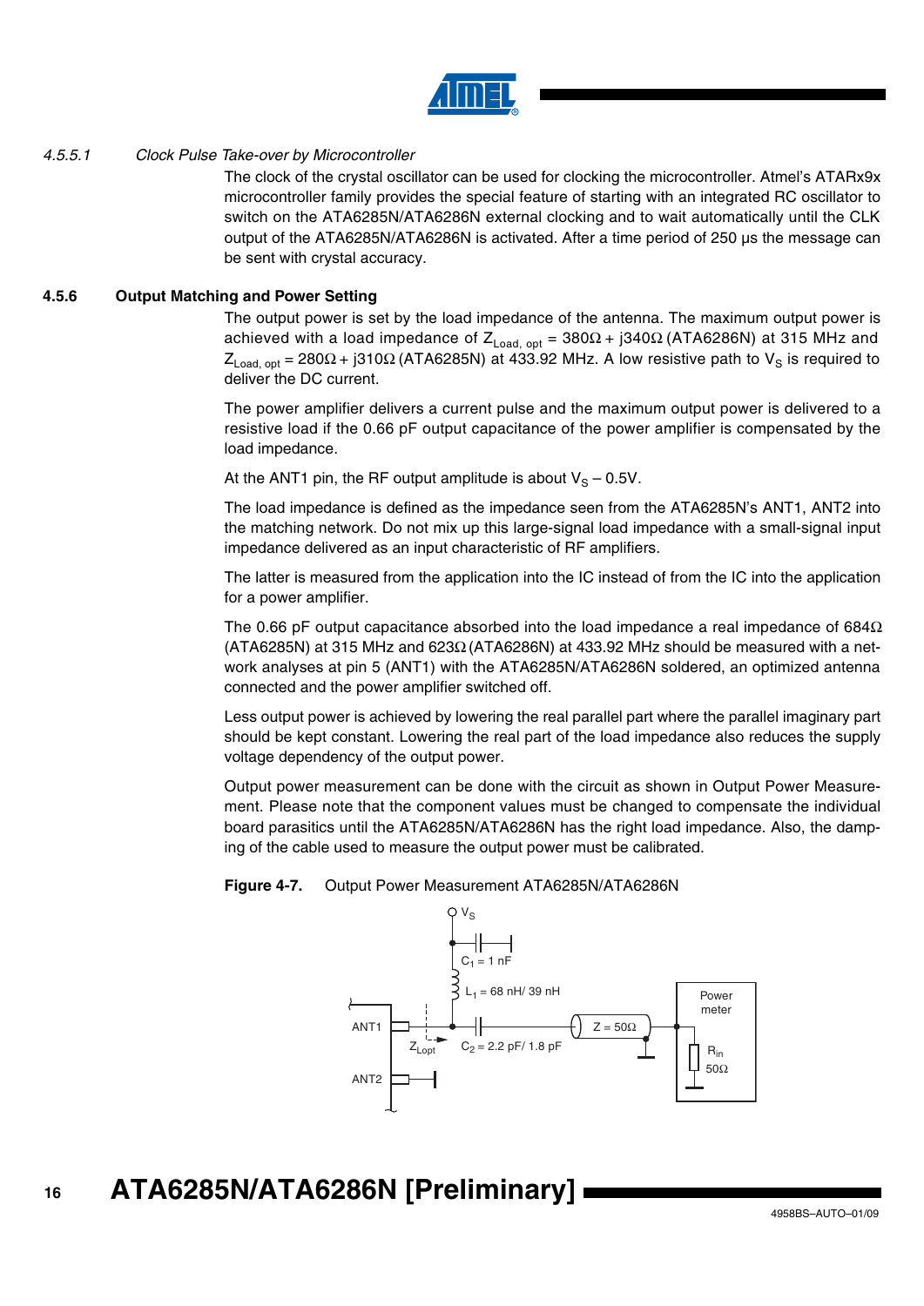#### 4.5.5.1 Clock Pulse Take-over by Microcontroller

The clock of the crystal oscillator can be used for clocking the microcontroller. Atmel's ATARx9x microcontroller family provides the special feature of starting with an integrated RC oscillator to switch on the ATA6285N/ATA6286N external clocking and to wait automatically until the CLK output of the ATA6285N/ATA6286N is activated. After a time period of 250 µs the message can be sent with crystal accuracy.

### 4.5.6 Output Matching and Power Setting

The output power is set by the load impedance of the antenna. The maximum output power is achieved with a load impedance of $Z_{Load,\ opt}$ = 380Ω + j340Ω (ATA6286N) at 315 MHz and $Z_{Load,\ opt}$ = 280Ω + j310Ω (ATA6285N) at 433.92 MHz. A low resistive path to $V_S$ is required to deliver the DC current.

The power amplifier delivers a current pulse and the maximum output power is delivered to a resistive load if the 0.66 pF output capacitance of the power amplifier is compensated by the load impedance.

At the ANT1 pin, the RF output amplitude is about $V_S$ – 0.5V.

The load impedance is defined as the impedance seen from the ATA6285N's ANT1, ANT2 into the matching network. Do not mix up this large-signal load impedance with a small-signal input impedance delivered as an input characteristic of RF amplifiers.

The latter is measured from the application into the IC instead of from the IC into the application for a power amplifier.

The 0.66 pF output capacitance absorbed into the load impedance a real impedance of 684Ω (ATA6285N) at 315 MHz and 623Ω (ATA6286N) at 433.92 MHz should be measured with a network analyses at pin 5 (ANT1) with the ATA6285N/ATA6286N soldered, an optimized antenna connected and the power amplifier switched off.

Less output power is achieved by lowering the real parallel part where the parallel imaginary part should be kept constant. Lowering the real part of the load impedance also reduces the supply voltage dependency of the output power.

Output power measurement can be done with the circuit as shown in Output Power Measurement. Please note that the component values must be changed to compensate the individual board parasitics until the ATA6285N/ATA6286N has the right load impedance. Also, the damping of the cable used to measure the output power must be calibrated.

**Figure 4-7.** Output Power Measurement ATA6285N/ATA6286N

$V_S$; $C_1$ = 1 nF; $L_1$ = 68 nH/ 39 nH; ANT1; ANT2; $Z_{Lopt}$; $C_2$ = 2.2 pF/ 1.8 pF; Z = 50Ω; Power meter; $R_{in}$ 50Ω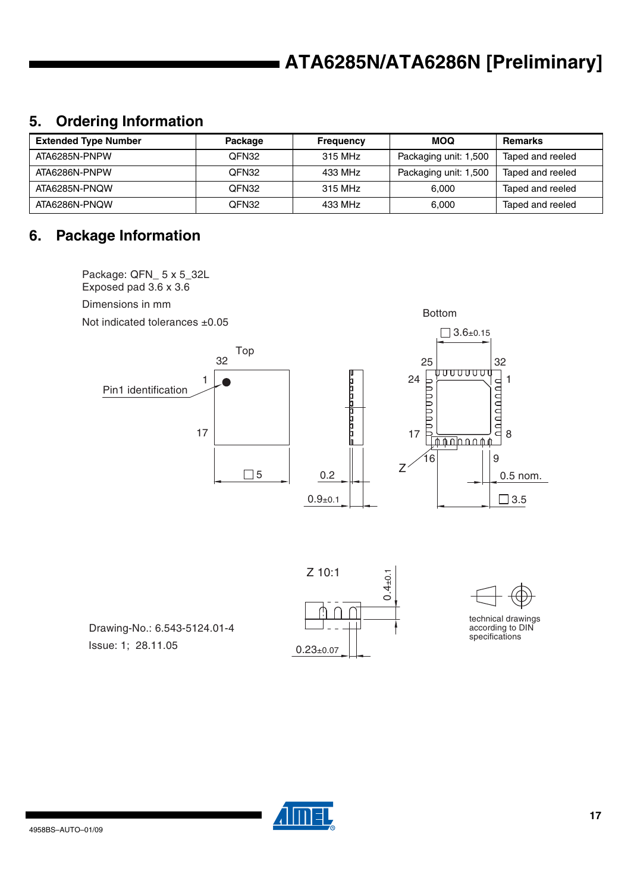## 5. Ordering Information

| Extended Type Number | Package | Frequency | MOQ | Remarks |
|---|---|---|---|---|
| ATA6285N-PNPW | QFN32 | 315 MHz | Packaging unit: 1,500 | Taped and reeled |
| ATA6286N-PNPW | QFN32 | 433 MHz | Packaging unit: 1,500 | Taped and reeled |
| ATA6285N-PNQW | QFN32 | 315 MHz | 6,000 | Taped and reeled |
| ATA6286N-PNQW | QFN32 | 433 MHz | 6,000 | Taped and reeled |

## 6. Package Information

Package: QFN_ 5 x 5_32L
Exposed pad 3.6 x 3.6

Dimensions in mm

Not indicated tolerances ±0.05

Top

Pin1 identification

Bottom

□ 3.6±0.15

□ 5

0.2

0.9±0.1

0.5 nom.

□ 3.5

Z 10:1

0.4±0.1

0.23±0.07

Drawing-No.: 6.543-5124.01-4

Issue: 1; 28.11.05

technical drawings according to DIN specifications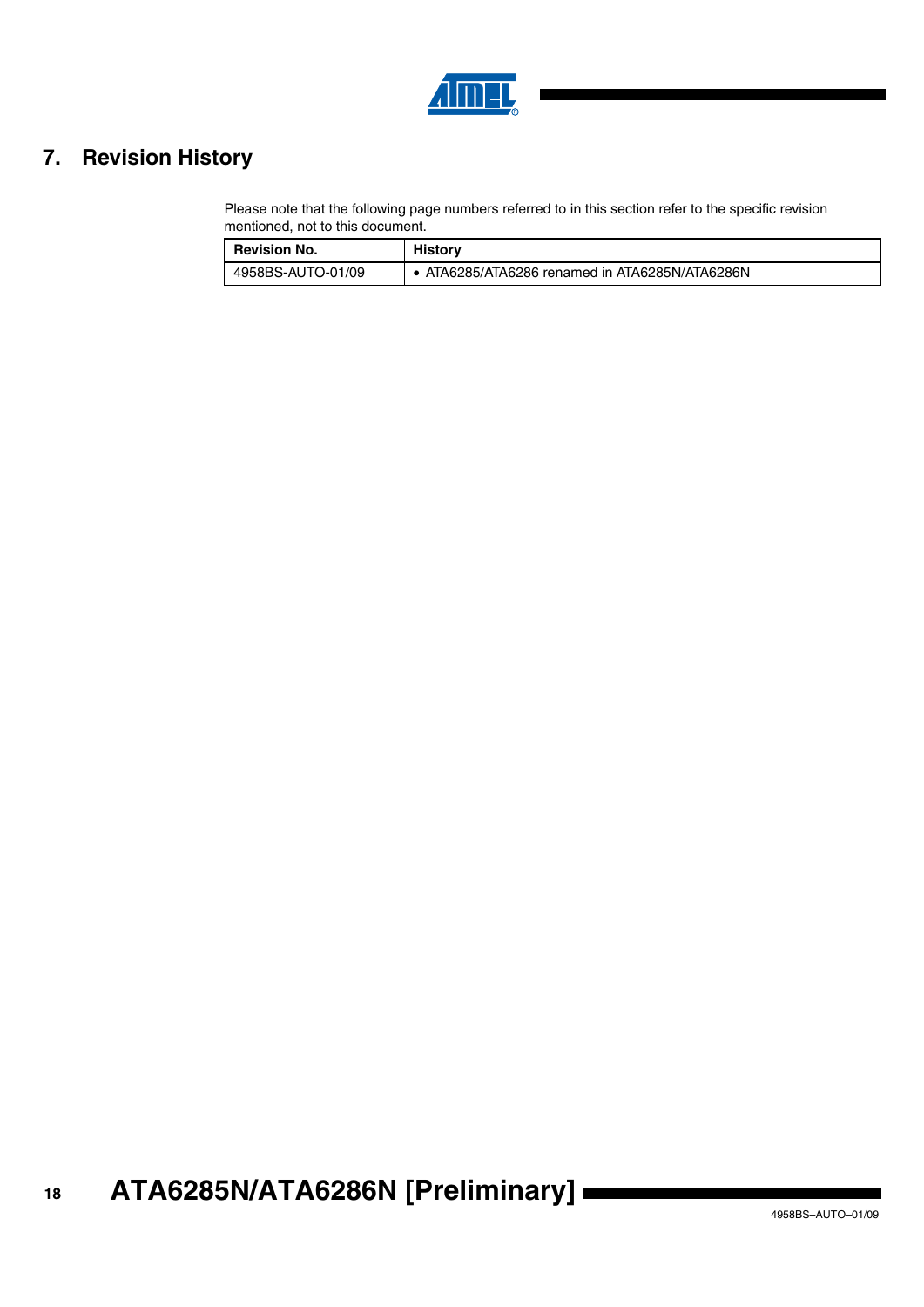# 7. Revision History

Please note that the following page numbers referred to in this section refer to the specific revision mentioned, not to this document.

| Revision No. | History |
|---|---|
| 4958BS-AUTO-01/09 | • ATA6285/ATA6286 renamed in ATA6285N/ATA6286N |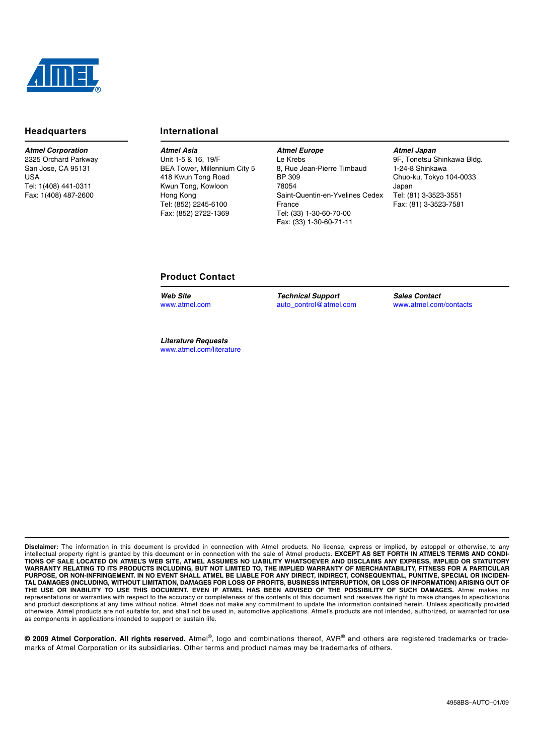## Headquarters

***Atmel Corporation***
2325 Orchard Parkway
San Jose, CA 95131
USA
Tel: 1(408) 441-0311
Fax: 1(408) 487-2600

## International

***Atmel Asia***
Unit 1-5 & 16, 19/F
BEA Tower, Millennium City 5
418 Kwun Tong Road
Kwun Tong, Kowloon
Hong Kong
Tel: (852) 2245-6100
Fax: (852) 2722-1369

***Atmel Europe***
Le Krebs
8, Rue Jean-Pierre Timbaud
BP 309
78054
Saint-Quentin-en-Yvelines Cedex
France
Tel: (33) 1-30-60-70-00
Fax: (33) 1-30-60-71-11

***Atmel Japan***
9F, Tonetsu Shinkawa Bldg.
1-24-8 Shinkawa
Chuo-ku, Tokyo 104-0033
Japan
Tel: (81) 3-3523-3551
Fax: (81) 3-3523-7581

## Product Contact

***Web Site***
www.atmel.com

***Technical Support***
auto_control@atmel.com

***Sales Contact***
www.atmel.com/contacts

***Literature Requests***
www.atmel.com/literature

**Disclaimer:** The information in this document is provided in connection with Atmel products. No license, express or implied, by estoppel or otherwise, to any intellectual property right is granted by this document or in connection with the sale of Atmel products. **EXCEPT AS SET FORTH IN ATMEL'S TERMS AND CONDITIONS OF SALE LOCATED ON ATMEL'S WEB SITE, ATMEL ASSUMES NO LIABILITY WHATSOEVER AND DISCLAIMS ANY EXPRESS, IMPLIED OR STATUTORY WARRANTY RELATING TO ITS PRODUCTS INCLUDING, BUT NOT LIMITED TO, THE IMPLIED WARRANTY OF MERCHANTABILITY, FITNESS FOR A PARTICULAR PURPOSE, OR NON-INFRINGEMENT. IN NO EVENT SHALL ATMEL BE LIABLE FOR ANY DIRECT, INDIRECT, CONSEQUENTIAL, PUNITIVE, SPECIAL OR INCIDENTAL DAMAGES (INCLUDING, WITHOUT LIMITATION, DAMAGES FOR LOSS OF PROFITS, BUSINESS INTERRUPTION, OR LOSS OF INFORMATION) ARISING OUT OF THE USE OR INABILITY TO USE THIS DOCUMENT, EVEN IF ATMEL HAS BEEN ADVISED OF THE POSSIBILITY OF SUCH DAMAGES.** Atmel makes no representations or warranties with respect to the accuracy or completeness of the contents of this document and reserves the right to make changes to specifications and product descriptions at any time without notice. Atmel does not make any commitment to update the information contained herein. Unless specifically provided otherwise, Atmel products are not suitable for, and shall not be used in, automotive applications. Atmel's products are not intended, authorized, or warranted for use as components in applications intended to support or sustain life.

**© 2009 Atmel Corporation. All rights reserved.** Atmel®, logo and combinations thereof, AVR® and others are registered trademarks or trademarks of Atmel Corporation or its subsidiaries. Other terms and product names may be trademarks of others.

4958BS–AUTO–01/09